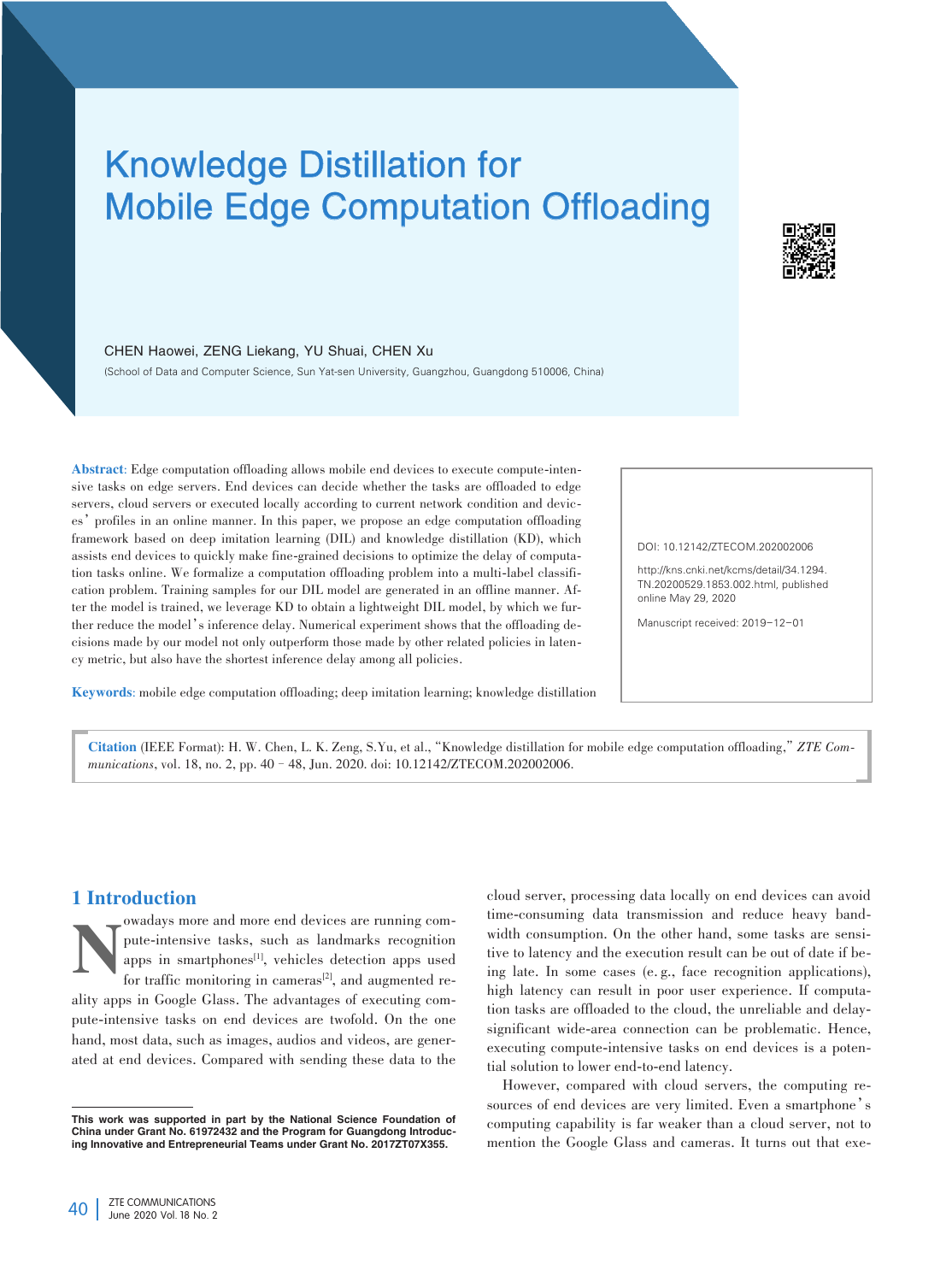# Knowledge Distillation for Mobile Edge Computation Offloading

CHEN Haowei, ZENG Liekang, YU Shuai, CHEN Xu

(School of Data and Computer Science, Sun Yat-sen University, Guangzhou, Guangdong 510006, China)

**Abstract**: Edge computation offloading allows mobile end devices to execute compute-intensive tasks on edge servers. End devices can decide whether the tasks are offloaded to edge servers, cloud servers or executed locally according to current network condition and devices' profiles in an online manner. In this paper, we propose an edge computation offloading framework based on deep imitation learning (DIL) and knowledge distillation (KD), which assists end devices to quickly make fine-grained decisions to optimize the delay of computation tasks online. We formalize a computation offloading problem into a multi-label classification problem. Training samples for our DIL model are generated in an offline manner. After the model is trained, we leverage KD to obtain a lightweight DIL model, by which we further reduce the model's inference delay. Numerical experiment shows that the offloading decisions made by our model not only outperform those made by other related policies in latency metric, but also have the shortest inference delay among all policies.

**Keywords**: mobile edge computation offloading; deep imitation learning; knowledge distillation

DOI: 10.12142/ZTECOM.202002006

http://kns.cnki.net/kcms/detail/34.1294.TN.20200529.1853.002.html, published online May 29, 2020

Manuscript received: 2019-12-01

**Citation** (IEEE Format): H. W. Chen, L. K. Zeng, S.Yu, et al., "Knowledge distillation for mobile edge computation offloading," *ZTE Communications*, vol. 18, no. 2, pp. 40–48, Jun. 2020. doi: 10.12142/ZTECOM.202002006.

## 1 Introduction

Nowadays more and more end devices are running compute-intensive tasks, such as landmarks recognition apps in smartphones[1], vehicles detection apps used for traffic monitoring in cameras[2], and augmented reality apps in Google Glass. The advantages of executing compute-intensive tasks on end devices are twofold. On the one hand, most data, such as images, audios and videos, are generated at end devices. Compared with sending these data to the cloud server, processing data locally on end devices can avoid time-consuming data transmission and reduce heavy bandwidth consumption. On the other hand, some tasks are sensitive to latency and the execution result can be out of date if being late. In some cases (e.g., face recognition applications), high latency can result in poor user experience. If computation tasks are offloaded to the cloud, the unreliable and delay-significant wide-area connection can be problematic. Hence, executing compute-intensive tasks on end devices is a potential solution to lower end-to-end latency.

However, compared with cloud servers, the computing resources of end devices are very limited. Even a smartphone's computing capability is far weaker than a cloud server, not to mention the Google Glass and cameras. It turns out that exe-

This work was supported in part by the National Science Foundation of China under Grant No. 61972432 and the Program for Guangdong Introducing Innovative and Entrepreneurial Teams under Grant No. 2017ZT07X355.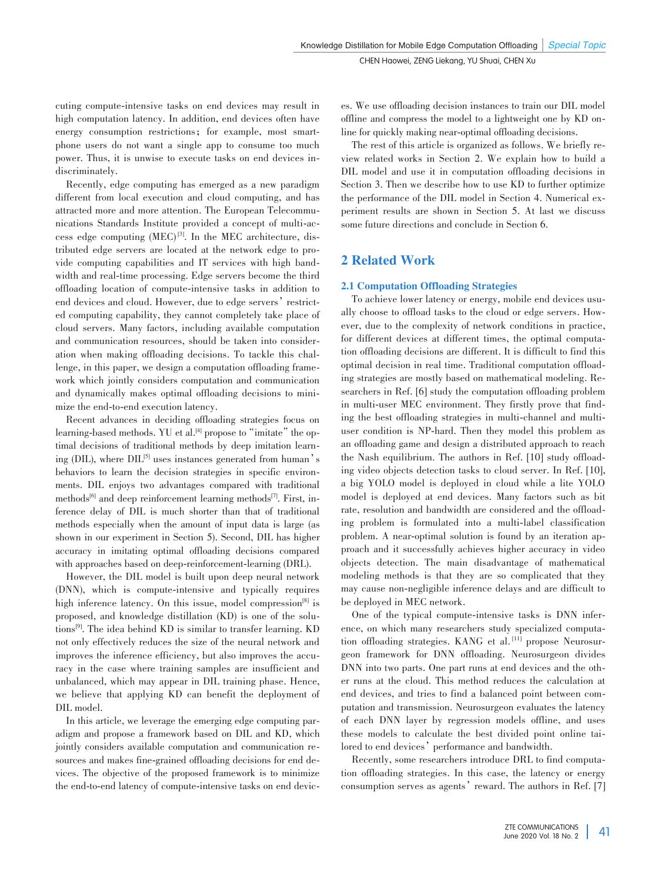cuting compute-intensive tasks on end devices may result in high computation latency. In addition, end devices often have energy consumption restrictions; for example, most smartphone users do not want a single app to consume too much power. Thus, it is unwise to execute tasks on end devices indiscriminately.

Recently, edge computing has emerged as a new paradigm different from local execution and cloud computing, and has attracted more and more attention. The European Telecommunications Standards Institute provided a concept of multi-access edge computing (MEC)[3]. In the MEC architecture, distributed edge servers are located at the network edge to provide computing capabilities and IT services with high bandwidth and real-time processing. Edge servers become the third offloading location of compute-intensive tasks in addition to end devices and cloud. However, due to edge servers' restricted computing capability, they cannot completely take place of cloud servers. Many factors, including available computation and communication resources, should be taken into consideration when making offloading decisions. To tackle this challenge, in this paper, we design a computation offloading framework which jointly considers computation and communication and dynamically makes optimal offloading decisions to minimize the end-to-end execution latency.

Recent advances in deciding offloading strategies focus on learning-based methods. YU et al.[4] propose to "imitate" the optimal decisions of traditional methods by deep imitation learning (DIL), where DIL[5] uses instances generated from human's behaviors to learn the decision strategies in specific environments. DIL enjoys two advantages compared with traditional methods[6] and deep reinforcement learning methods[7]. First, inference delay of DIL is much shorter than that of traditional methods especially when the amount of input data is large (as shown in our experiment in Section 5). Second, DIL has higher accuracy in imitating optimal offloading decisions compared with approaches based on deep-reinforcement-learning (DRL).

However, the DIL model is built upon deep neural network (DNN), which is compute-intensive and typically requires high inference latency. On this issue, model compression[8] is proposed, and knowledge distillation (KD) is one of the solutions[9]. The idea behind KD is similar to transfer learning. KD not only effectively reduces the size of the neural network and improves the inference efficiency, but also improves the accuracy in the case where training samples are insufficient and unbalanced, which may appear in DIL training phase. Hence, we believe that applying KD can benefit the deployment of DIL model.

In this article, we leverage the emerging edge computing paradigm and propose a framework based on DIL and KD, which jointly considers available computation and communication resources and makes fine-grained offloading decisions for end devices. The objective of the proposed framework is to minimize the end-to-end latency of compute-intensive tasks on end devices. We use offloading decision instances to train our DIL model offline and compress the model to a lightweight one by KD online for quickly making near-optimal offloading decisions.

The rest of this article is organized as follows. We briefly review related works in Section 2. We explain how to build a DIL model and use it in computation offloading decisions in Section 3. Then we describe how to use KD to further optimize the performance of the DIL model in Section 4. Numerical experiment results are shown in Section 5. At last we discuss some future directions and conclude in Section 6.

## 2 Related Work

### 2.1 Computation Offloading Strategies

To achieve lower latency or energy, mobile end devices usually choose to offload tasks to the cloud or edge servers. However, due to the complexity of network conditions in practice, for different devices at different times, the optimal computation offloading decisions are different. It is difficult to find this optimal decision in real time. Traditional computation offloading strategies are mostly based on mathematical modeling. Researchers in Ref. [6] study the computation offloading problem in multi-user MEC environment. They firstly prove that finding the best offloading strategies in multi-channel and multi-user condition is NP-hard. Then they model this problem as an offloading game and design a distributed approach to reach the Nash equilibrium. The authors in Ref. [10] study offloading video objects detection tasks to cloud server. In Ref. [10], a big YOLO model is deployed in cloud while a lite YOLO model is deployed at end devices. Many factors such as bit rate, resolution and bandwidth are considered and the offloading problem is formulated into a multi-label classification problem. A near-optimal solution is found by an iteration approach and it successfully achieves higher accuracy in video objects detection. The main disadvantage of mathematical modeling methods is that they are so complicated that they may cause non-negligible inference delays and are difficult to be deployed in MEC network.

One of the typical compute-intensive tasks is DNN inference, on which many researchers study specialized computation offloading strategies. KANG et al.[11] propose Neurosurgeon framework for DNN offloading. Neurosurgeon divides DNN into two parts. One part runs at end devices and the other runs at the cloud. This method reduces the calculation at end devices, and tries to find a balanced point between computation and transmission. Neurosurgeon evaluates the latency of each DNN layer by regression models offline, and uses these models to calculate the best divided point online tailored to end devices' performance and bandwidth.

Recently, some researchers introduce DRL to find computation offloading strategies. In this case, the latency or energy consumption serves as agents' reward. The authors in Ref. [7]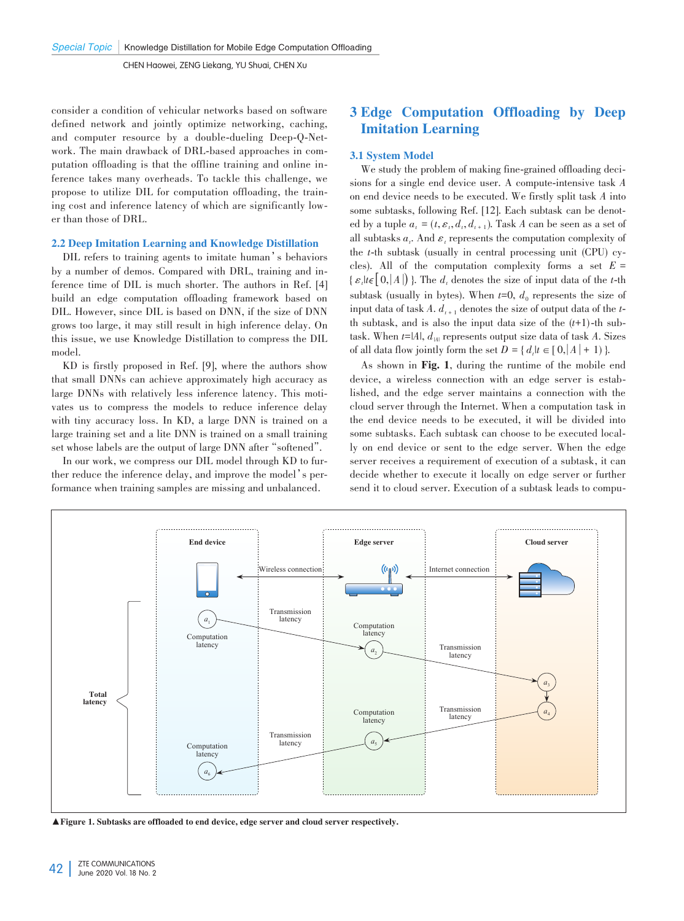consider a condition of vehicular networks based on software defined network and jointly optimize networking, caching, and computer resource by a double-dueling Deep-Q-Network. The main drawback of DRL-based approaches in computation offloading is that the offline training and online inference takes many overheads. To tackle this challenge, we propose to utilize DIL for computation offloading, the training cost and inference latency of which are significantly lower than those of DRL.

### 2.2 Deep Imitation Learning and Knowledge Distillation

DIL refers to training agents to imitate human's behaviors by a number of demos. Compared with DRL, training and inference time of DIL is much shorter. The authors in Ref. [4] build an edge computation offloading framework based on DIL. However, since DIL is based on DNN, if the size of DNN grows too large, it may still result in high inference delay. On this issue, we use Knowledge Distillation to compress the DIL model.

KD is firstly proposed in Ref. [9], where the authors show that small DNNs can achieve approximately high accuracy as large DNNs with relatively less inference latency. This motivates us to compress the models to reduce inference delay with tiny accuracy loss. In KD, a large DNN is trained on a large training set and a lite DNN is trained on a small training set whose labels are the output of large DNN after "softened".

In our work, we compress our DIL model through KD to further reduce the inference delay, and improve the model's performance when training samples are missing and unbalanced.

## 3 Edge Computation Offloading by Deep Imitation Learning

### 3.1 System Model

We study the problem of making fine-grained offloading decisions for a single end device user. A compute-intensive task $A$ on end device needs to be executed. We firstly split task $A$ into some subtasks, following Ref. [12]. Each subtask can be denoted by a tuple $a_t = (t, \varepsilon_t, d_t, d_{t+1})$. Task $A$ can be seen as a set of all subtasks $a_t$. And $\varepsilon_t$ represents the computation complexity of the $t$-th subtask (usually in central processing unit (CPU) cycles). All of the computation complexity forms a set $E = \{\varepsilon_t | t \in [0, |A|)\}$. The $d_t$ denotes the size of input data of the $t$-th subtask (usually in bytes). When $t$=0, $d_0$ represents the size of input data of task $A$. $d_{t+1}$ denotes the size of output data of the $t$-th subtask, and is also the input data size of the ($t$+1)-th subtask. When $t=|A|$, $d_{|A|}$ represents output size data of task $A$. Sizes of all data flow jointly form the set $D = \{d_t | t \in [0, |A| + 1)\}$.

As shown in **Fig. 1**, during the runtime of the mobile end device, a wireless connection with an edge server is established, and the edge server maintains a connection with the cloud server through the Internet. When a computation task in the end device needs to be executed, it will be divided into some subtasks. Each subtask can choose to be executed locally on end device or sent to the edge server. When the edge server receives a requirement of execution of a subtask, it can decide whether to execute it locally on edge server or further send it to cloud server. Execution of a subtask leads to compu-

▲**Figure 1. Subtasks are offloaded to end device, edge server and cloud server respectively.**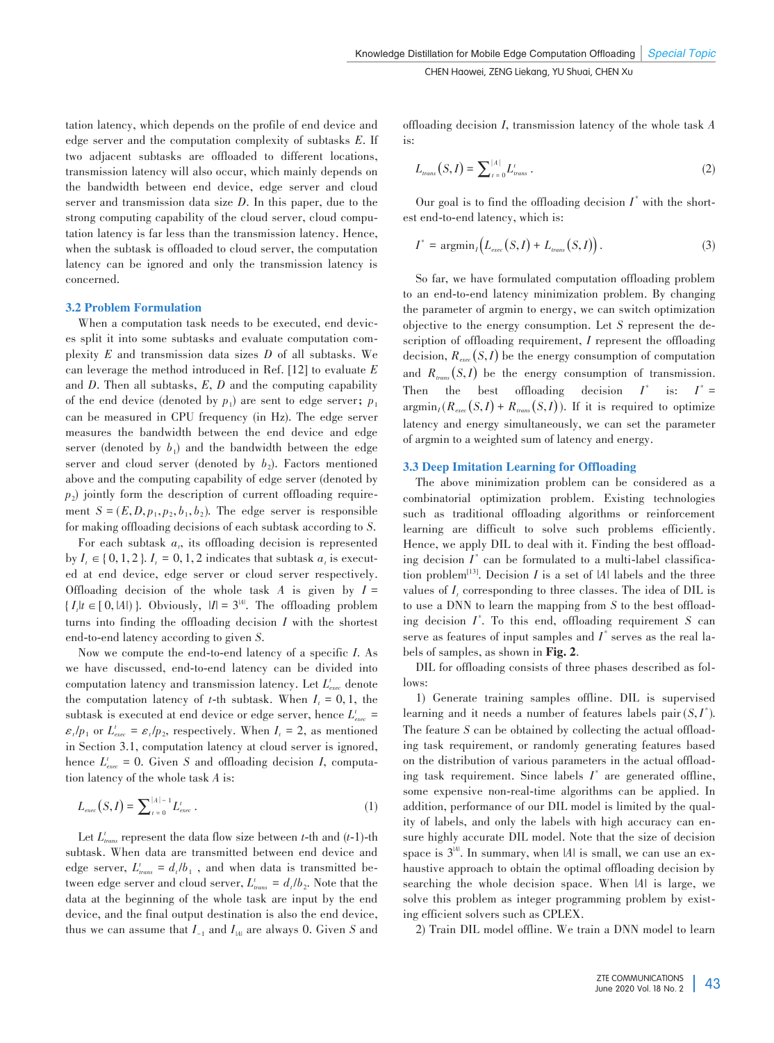tation latency, which depends on the profile of end device and edge server and the computation complexity of subtasks $E$. If two adjacent subtasks are offloaded to different locations, transmission latency will also occur, which mainly depends on the bandwidth between end device, edge server and cloud server and transmission data size $D$. In this paper, due to the strong computing capability of the cloud server, cloud computation latency is far less than the transmission latency. Hence, when the subtask is offloaded to cloud server, the computation latency can be ignored and only the transmission latency is concerned.

### 3.2 Problem Formulation

When a computation task needs to be executed, end devices split it into some subtasks and evaluate computation complexity $E$ and transmission data sizes $D$ of all subtasks. We can leverage the method introduced in Ref. [12] to evaluate $E$ and $D$. Then all subtasks, $E$, $D$ and the computing capability of the end device (denoted by $p_1$) are sent to edge server; $p_1$ can be measured in CPU frequency (in Hz). The edge server measures the bandwidth between the end device and edge server (denoted by $b_1$) and the bandwidth between the edge server and cloud server (denoted by $b_2$). Factors mentioned above and the computing capability of edge server (denoted by $p_2$) jointly form the description of current offloading requirement $S = (E, D, p_1, p_2, b_1, b_2)$. The edge server is responsible for making offloading decisions of each subtask according to $S$.

For each subtask $a_t$, its offloading decision is represented by $I_t \in \{0, 1, 2\}$. $I_t = 0, 1, 2$ indicates that subtask $a_t$ is executed at end device, edge server or cloud server respectively. Offloading decision of the whole task $A$ is given by $I = \{I_t | t \in [0, |A|)\}$. Obviously, $|I| = 3^{|A|}$. The offloading problem turns into finding the offloading decision $I$ with the shortest end-to-end latency according to given $S$.

Now we compute the end-to-end latency of a specific $I$. As we have discussed, end-to-end latency can be divided into computation latency and transmission latency. Let $L^t_{exec}$ denote the computation latency of $t$-th subtask. When $I_t = 0, 1$, the subtask is executed at end device or edge server, hence $L^t_{exec} = \varepsilon_t / p_1$ or $L^t_{exec} = \varepsilon_t / p_2$, respectively. When $I_t = 2$, as mentioned in Section 3.1, computation latency at cloud server is ignored, hence $L^t_{exec} = 0$. Given $S$ and offloading decision $I$, computation latency of the whole task $A$ is:

$$L_{exec}(S, I) = \sum_{t=0}^{|A|-1} L^t_{exec} . \tag{1}$$

Let $L^t_{trans}$ represent the data flow size between $t$-th and ($t$-1)-th subtask. When data are transmitted between end device and edge server, $L^t_{trans} = d_t / b_1$, and when data is transmitted between edge server and cloud server, $L^t_{trans} = d_t / b_2$. Note that the data at the beginning of the whole task are input by the end device, and the final output destination is also the end device, thus we can assume that $I_{-1}$ and $I_{|A|}$ are always 0. Given $S$ and offloading decision $I$, transmission latency of the whole task $A$ is:

$$L_{trans}(S, I) = \sum_{t=0}^{|A|} L^t_{trans} . \tag{2}$$

Our goal is to find the offloading decision $I^*$ with the shortest end-to-end latency, which is:

$$I^* = \text{argmin}_I \left( L_{exec}(S, I) + L_{trans}(S, I) \right). \tag{3}$$

So far, we have formulated computation offloading problem to an end-to-end latency minimization problem. By changing the parameter of argmin to energy, we can switch optimization objective to the energy consumption. Let $S$ represent the description of offloading requirement, $I$ represent the offloading decision, $R_{exec}(S, I)$ be the energy consumption of computation and $R_{trans}(S, I)$ be the energy consumption of transmission. Then the best offloading decision $I^*$ is: $I^* = \text{argmin}_I(R_{exec}(S, I) + R_{trans}(S, I))$. If it is required to optimize latency and energy simultaneously, we can set the parameter of argmin to a weighted sum of latency and energy.

### 3.3 Deep Imitation Learning for Offloading

The above minimization problem can be considered as a combinatorial optimization problem. Existing technologies such as traditional offloading algorithms or reinforcement learning are difficult to solve such problems efficiently. Hence, we apply DIL to deal with it. Finding the best offloading decision $I^*$ can be formulated to a multi-label classification problem[13]. Decision $I$ is a set of $|A|$ labels and the three values of $I_t$ corresponding to three classes. The idea of DIL is to use a DNN to learn the mapping from $S$ to the best offloading decision $I^*$. To this end, offloading requirement $S$ can serve as features of input samples and $I^*$ serves as the real labels of samples, as shown in **Fig. 2**.

DIL for offloading consists of three phases described as follows:

1) Generate training samples offline. DIL is supervised learning and it needs a number of features labels pair $(S, I^*)$. The feature $S$ can be obtained by collecting the actual offloading task requirement, or randomly generating features based on the distribution of various parameters in the actual offloading task requirement. Since labels $I^*$ are generated offline, some expensive non-real-time algorithms can be applied. In addition, performance of our DIL model is limited by the quality of labels, and only the labels with high accuracy can ensure highly accurate DIL model. Note that the size of decision space is $3^{|A|}$. In summary, when $|A|$ is small, we can use an exhaustive approach to obtain the optimal offloading decision by searching the whole decision space. When $|A|$ is large, we solve this problem as integer programming problem by existing efficient solvers such as CPLEX.

2) Train DIL model offline. We train a DNN model to learn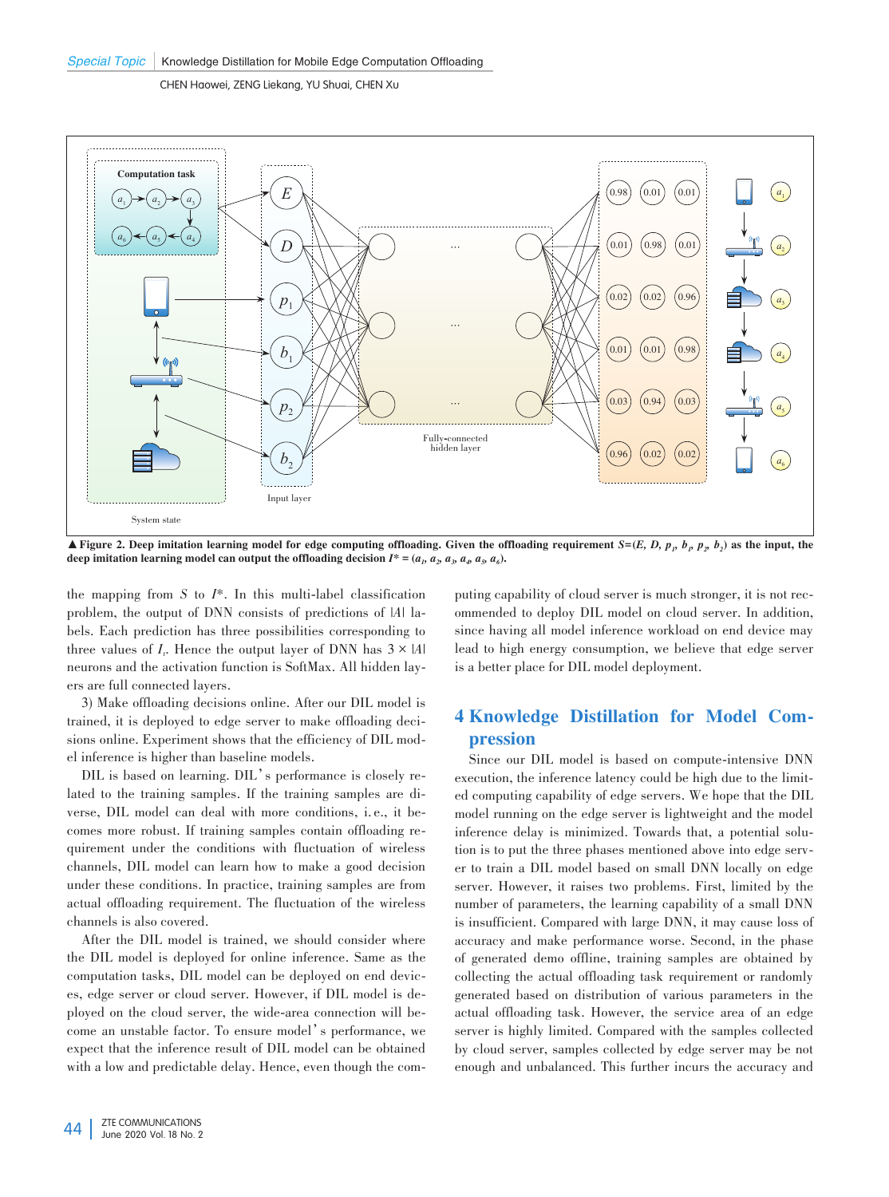▲**Figure 2. Deep imitation learning model for edge computing offloading. Given the offloading requirement $S=(E, D, p_1, b_1, p_2, b_2)$ as the input, the deep imitation learning model can output the offloading decision $I^* = (a_1, a_2, a_3, a_4, a_5, a_6)$.**

the mapping from $S$ to $I^*$. In this multi-label classification problem, the output of DNN consists of predictions of $|A|$ labels. Each prediction has three possibilities corresponding to three values of $I_i$. Hence the output layer of DNN has $3 \times |A|$ neurons and the activation function is SoftMax. All hidden layers are full connected layers.

3) Make offloading decisions online. After our DIL model is trained, it is deployed to edge server to make offloading decisions online. Experiment shows that the efficiency of DIL model inference is higher than baseline models.

DIL is based on learning. DIL's performance is closely related to the training samples. If the training samples are diverse, DIL model can deal with more conditions, i.e., it becomes more robust. If training samples contain offloading requirement under the conditions with fluctuation of wireless channels, DIL model can learn how to make a good decision under these conditions. In practice, training samples are from actual offloading requirement. The fluctuation of the wireless channels is also covered.

After the DIL model is trained, we should consider where the DIL model is deployed for online inference. Same as the computation tasks, DIL model can be deployed on end devices, edge server or cloud server. However, if DIL model is deployed on the cloud server, the wide-area connection will become an unstable factor. To ensure model's performance, we expect that the inference result of DIL model can be obtained with a low and predictable delay. Hence, even though the computing capability of cloud server is much stronger, it is not recommended to deploy DIL model on cloud server. In addition, since having all model inference workload on end device may lead to high energy consumption, we believe that edge server is a better place for DIL model deployment.

## 4 Knowledge Distillation for Model Compression

Since our DIL model is based on compute-intensive DNN execution, the inference latency could be high due to the limited computing capability of edge servers. We hope that the DIL model running on the edge server is lightweight and the model inference delay is minimized. Towards that, a potential solution is to put the three phases mentioned above into edge server to train a DIL model based on small DNN locally on edge server. However, it raises two problems. First, limited by the number of parameters, the learning capability of a small DNN is insufficient. Compared with large DNN, it may cause loss of accuracy and make performance worse. Second, in the phase of generated demo offline, training samples are obtained by collecting the actual offloading task requirement or randomly generated based on distribution of various parameters in the actual offloading task. However, the service area of an edge server is highly limited. Compared with the samples collected by cloud server, samples collected by edge server may be not enough and unbalanced. This further incurs the accuracy and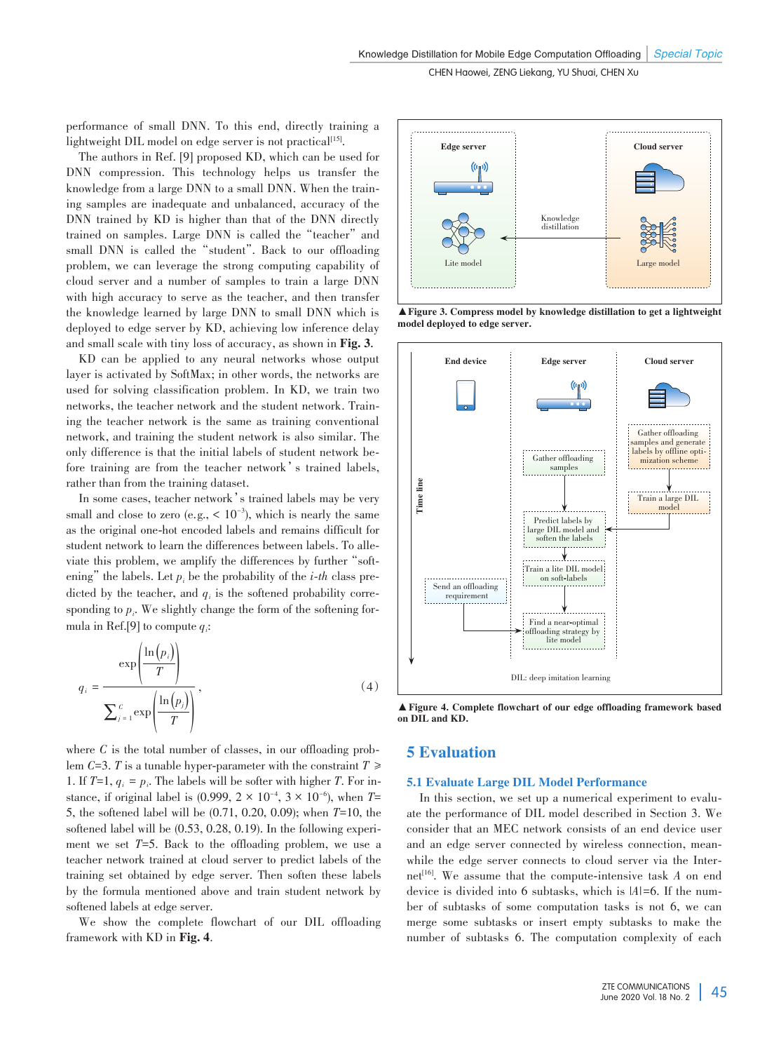performance of small DNN. To this end, directly training a lightweight DIL model on edge server is not practical[15].

The authors in Ref. [9] proposed KD, which can be used for DNN compression. This technology helps us transfer the knowledge from a large DNN to a small DNN. When the training samples are inadequate and unbalanced, accuracy of the DNN trained by KD is higher than that of the DNN directly trained on samples. Large DNN is called the "teacher" and small DNN is called the "student". Back to our offloading problem, we can leverage the strong computing capability of cloud server and a number of samples to train a large DNN with high accuracy to serve as the teacher, and then transfer the knowledge learned by large DNN to small DNN which is deployed to edge server by KD, achieving low inference delay and small scale with tiny loss of accuracy, as shown in **Fig. 3**.

KD can be applied to any neural networks whose output layer is activated by SoftMax; in other words, the networks are used for solving classification problem. In KD, we train two networks, the teacher network and the student network. Training the teacher network is the same as training conventional network, and training the student network is also similar. The only difference is that the initial labels of student network before training are from the teacher network's trained labels, rather than from the training dataset.

In some cases, teacher network's trained labels may be very small and close to zero (e.g., $< 10^{-3}$), which is nearly the same as the original one-hot encoded labels and remains difficult for student network to learn the differences between labels. To alleviate this problem, we amplify the differences by further "softening" the labels. Let $p_i$ be the probability of the *i-th* class predicted by the teacher, and $q_i$ is the softened probability corresponding to $p_i$. We slightly change the form of the softening formula in Ref.[9] to compute $q_i$:

$$q_i = \frac{\exp\left(\frac{\ln(p_i)}{T}\right)}{\sum_{j=1}^{C} \exp\left(\frac{\ln(p_j)}{T}\right)}, \tag{4}$$

where $C$ is the total number of classes, in our offloading problem $C$=3. $T$ is a tunable hyper-parameter with the constraint $T \geqslant 1$. If $T$=1, $q_i = p_i$. The labels will be softer with higher $T$. For instance, if original label is ($0.999, 2 \times 10^{-4}, 3 \times 10^{-6}$), when $T$=5, the softened label will be (0.71, 0.20, 0.09); when $T$=10, the softened label will be (0.53, 0.28, 0.19). In the following experiment we set $T$=5. Back to the offloading problem, we use a teacher network trained at cloud server to predict labels of the training set obtained by edge server. Then soften these labels by the formula mentioned above and train student network by softened labels at edge server.

We show the complete flowchart of our DIL offloading framework with KD in **Fig. 4**.

▲**Figure 3. Compress model by knowledge distillation to get a lightweight model deployed to edge server.**

▲**Figure 4. Complete flowchart of our edge offloading framework based on DIL and KD.**

## 5 Evaluation

### 5.1 Evaluate Large DIL Model Performance

In this section, we set up a numerical experiment to evaluate the performance of DIL model described in Section 3. We consider that an MEC network consists of an end device user and an edge server connected by wireless connection, meanwhile the edge server connects to cloud server via the Internet[16]. We assume that the compute-intensive task $A$ on end device is divided into 6 subtasks, which is $|A|$=6. If the number of subtasks of some computation tasks is not 6, we can merge some subtasks or insert empty subtasks to make the number of subtasks 6. The computation complexity of each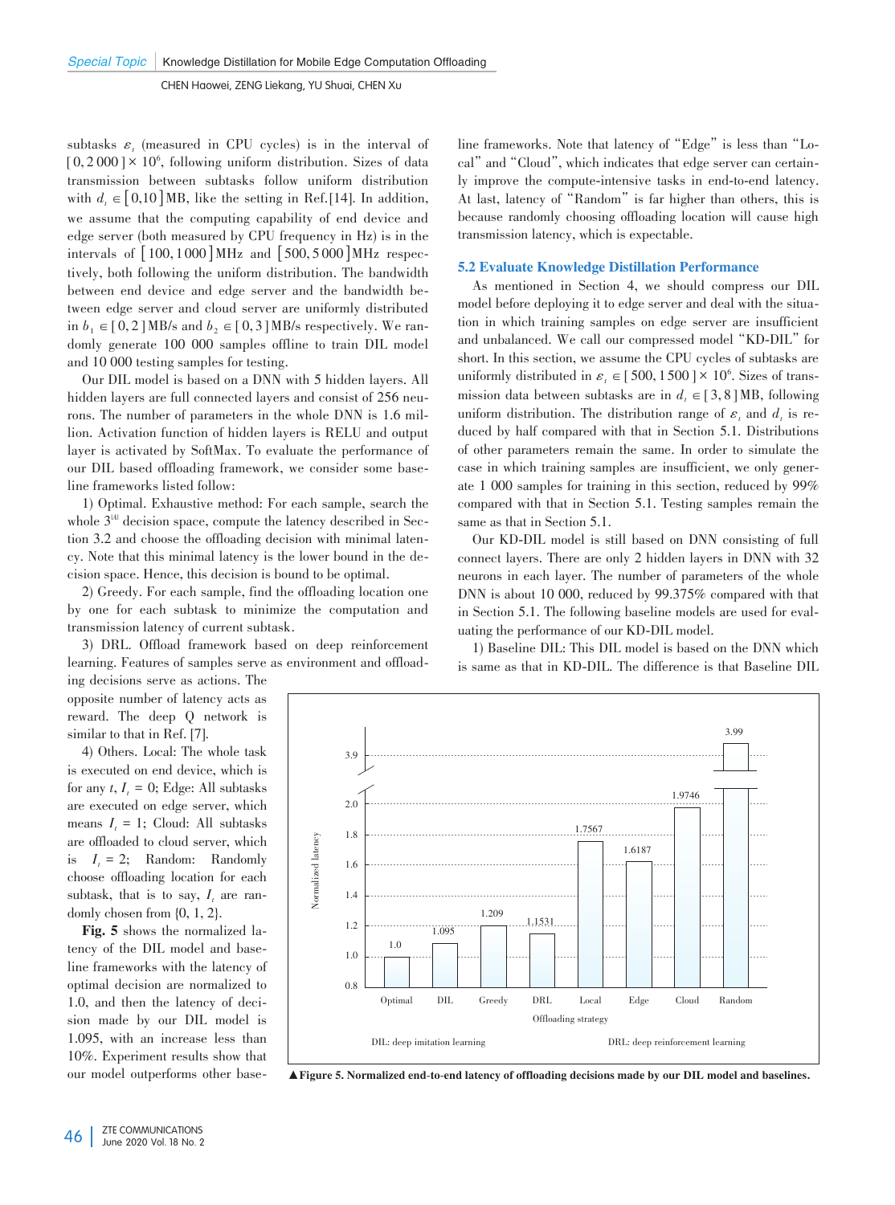subtasks $\varepsilon_t$ (measured in CPU cycles) is in the interval of $[0, 2\,000] \times 10^6$, following uniform distribution. Sizes of data transmission between subtasks follow uniform distribution with $d_t \in [0, 10]$ MB, like the setting in Ref.[14]. In addition, we assume that the computing capability of end device and edge server (both measured by CPU frequency in Hz) is in the intervals of $[100, 1\,000]$ MHz and $[500, 5\,000]$ MHz respectively, both following the uniform distribution. The bandwidth between end device and edge server and the bandwidth between edge server and cloud server are uniformly distributed in $b_1 \in [0, 2]$ MB/s and $b_2 \in [0, 3]$ MB/s respectively. We randomly generate 100 000 samples offline to train DIL model and 10 000 testing samples for testing.

Our DIL model is based on a DNN with 5 hidden layers. All hidden layers are full connected layers and consist of 256 neurons. The number of parameters in the whole DNN is 1.6 million. Activation function of hidden layers is RELU and output layer is activated by SoftMax. To evaluate the performance of our DIL based offloading framework, we consider some baseline frameworks listed follow:

1) Optimal. Exhaustive method: For each sample, search the whole $3^{|A|}$ decision space, compute the latency described in Section 3.2 and choose the offloading decision with minimal latency. Note that this minimal latency is the lower bound in the decision space. Hence, this decision is bound to be optimal.

2) Greedy. For each sample, find the offloading location one by one for each subtask to minimize the computation and transmission latency of current subtask.

3) DRL. Offload framework based on deep reinforcement learning. Features of samples serve as environment and offloading decisions serve as actions. The opposite number of latency acts as reward. The deep Q network is similar to that in Ref. [7].

4) Others. Local: The whole task is executed on end device, which is for any $t$, $I_t = 0$; Edge: All subtasks are executed on edge server, which means $I_t = 1$; Cloud: All subtasks are offloaded to cloud server, which is $I_t = 2$; Random: Randomly choose offloading location for each subtask, that is to say, $I_t$ are randomly chosen from {0, 1, 2}.

**Fig. 5** shows the normalized latency of the DIL model and baseline frameworks with the latency of optimal decision are normalized to 1.0, and then the latency of decision made by our DIL model is 1.095, with an increase less than 10%. Experiment results show that our model outperforms other baseline frameworks. Note that latency of "Edge" is less than "Local" and "Cloud", which indicates that edge server can certainly improve the compute-intensive tasks in end-to-end latency. At last, latency of "Random" is far higher than others, this is because randomly choosing offloading location will cause high transmission latency, which is expectable.

▲Figure 5. Normalized end-to-end latency of offloading decisions made by our DIL model and baselines.

## 5.2 Evaluate Knowledge Distillation Performance

As mentioned in Section 4, we should compress our DIL model before deploying it to edge server and deal with the situation in which training samples on edge server are insufficient and unbalanced. We call our compressed model "KD-DIL" for short. In this section, we assume the CPU cycles of subtasks are uniformly distributed in $\varepsilon_t \in [500, 1\,500] \times 10^6$. Sizes of transmission data between subtasks are in $d_t \in [3, 8]$ MB, following uniform distribution. The distribution range of $\varepsilon_t$ and $d_t$ is reduced by half compared with that in Section 5.1. Distributions of other parameters remain the same. In order to simulate the case in which training samples are insufficient, we only generate 1 000 samples for training in this section, reduced by 99% compared with that in Section 5.1. Testing samples remain the same as that in Section 5.1.

Our KD-DIL model is still based on DNN consisting of full connect layers. There are only 2 hidden layers in DNN with 32 neurons in each layer. The number of parameters of the whole DNN is about 10 000, reduced by 99.375% compared with that in Section 5.1. The following baseline models are used for evaluating the performance of our KD-DIL model.

1) Baseline DIL: This DIL model is based on the DNN which is same as that in KD-DIL. The difference is that Baseline DIL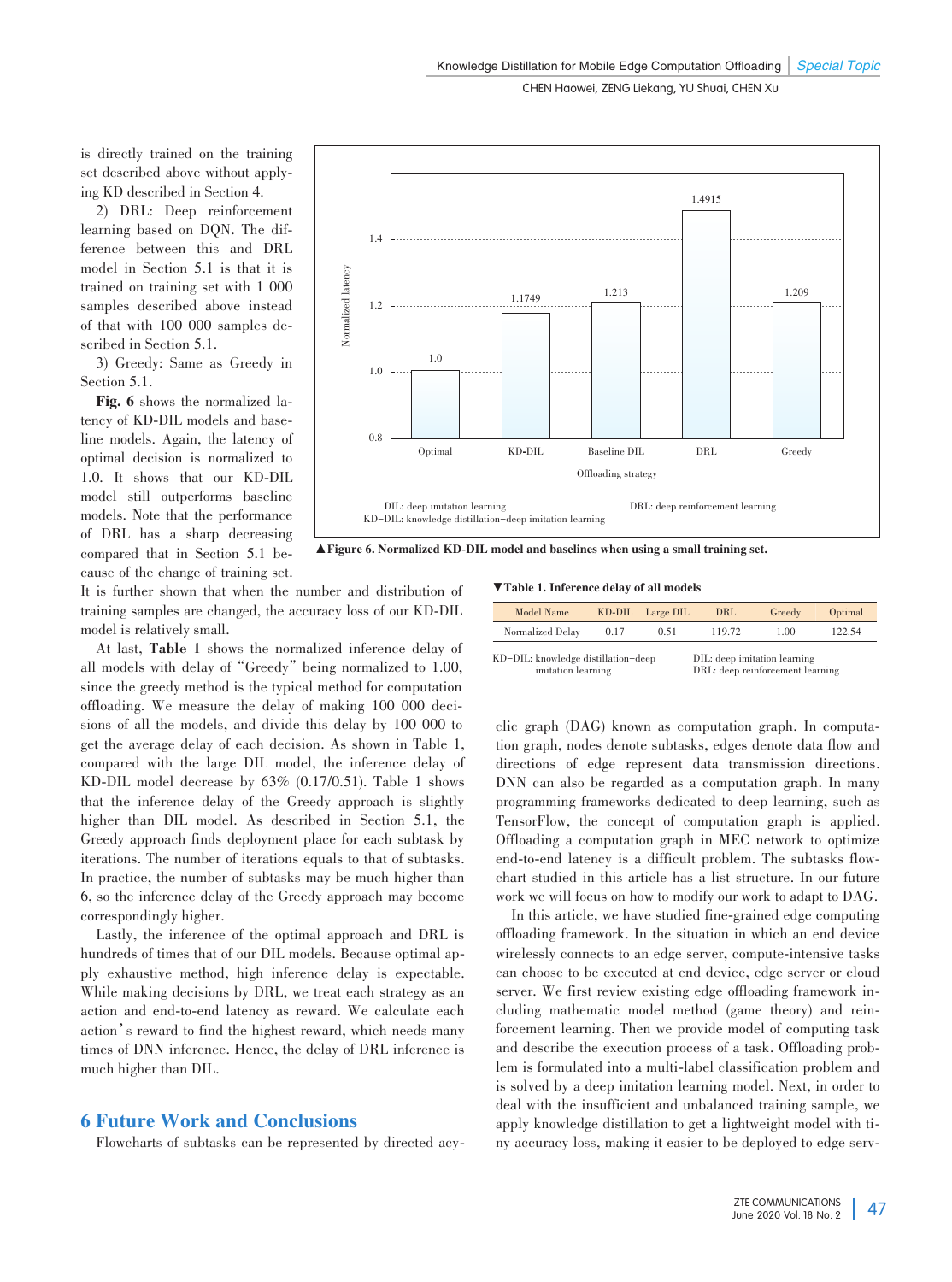is directly trained on the training set described above without applying KD described in Section 4.

2) DRL: Deep reinforcement learning based on DQN. The difference between this and DRL model in Section 5.1 is that it is trained on training set with 1 000 samples described above instead of that with 100 000 samples described in Section 5.1.

3) Greedy: Same as Greedy in Section 5.1.

**Fig. 6** shows the normalized latency of KD-DIL models and baseline models. Again, the latency of optimal decision is normalized to 1.0. It shows that our KD-DIL model still outperforms baseline models. Note that the performance of DRL has a sharp decreasing compared that in Section 5.1 because of the change of training set. It is further shown that when the number and distribution of training samples are changed, the accuracy loss of our KD-DIL model is relatively small.

DIL: deep imitation learning
KD-DIL: knowledge distillation-deep imitation learning
DRL: deep reinforcement learning

▲**Figure 6. Normalized KD-DIL model and baselines when using a small training set.**

At last, **Table 1** shows the normalized inference delay of all models with delay of "Greedy" being normalized to 1.00, since the greedy method is the typical method for computation offloading. We measure the delay of making 100 000 decisions of all the models, and divide this delay by 100 000 to get the average delay of each decision. As shown in Table 1, compared with the large DIL model, the inference delay of KD-DIL model decrease by 63% (0.17/0.51). Table 1 shows that the inference delay of the Greedy approach is slightly higher than DIL model. As described in Section 5.1, the Greedy approach finds deployment place for each subtask by iterations. The number of iterations equals to that of subtasks. In practice, the number of subtasks may be much higher than 6, so the inference delay of the Greedy approach may become correspondingly higher.

Lastly, the inference of the optimal approach and DRL is hundreds of times that of our DIL models. Because optimal apply exhaustive method, high inference delay is expectable. While making decisions by DRL, we treat each strategy as an action and end-to-end latency as reward. We calculate each action's reward to find the highest reward, which needs many times of DNN inference. Hence, the delay of DRL inference is much higher than DIL.

▼**Table 1. Inference delay of all models**

| Model Name | KD-DIL | Large DIL | DRL | Greedy | Optimal |
|---|---|---|---|---|---|
| Normalized Delay | 0.17 | 0.51 | 119.72 | 1.00 | 122.54 |

KD-DIL: knowledge distillation-deep imitation learning
DIL: deep imitation learning
DRL: deep reinforcement learning

## 6 Future Work and Conclusions

Flowcharts of subtasks can be represented by directed acyclic graph (DAG) known as computation graph. In computation graph, nodes denote subtasks, edges denote data flow and directions of edge represent data transmission directions. DNN can also be regarded as a computation graph. In many programming frameworks dedicated to deep learning, such as TensorFlow, the concept of computation graph is applied. Offloading a computation graph in MEC network to optimize end-to-end latency is a difficult problem. The subtasks flowchart studied in this article has a list structure. In our future work we will focus on how to modify our work to adapt to DAG.

In this article, we have studied fine-grained edge computing offloading framework. In the situation in which an end device wirelessly connects to an edge server, compute-intensive tasks can choose to be executed at end device, edge server or cloud server. We first review existing edge offloading framework including mathematic model method (game theory) and reinforcement learning. Then we provide model of computing task and describe the execution process of a task. Offloading problem is formulated into a multi-label classification problem and is solved by a deep imitation learning model. Next, in order to deal with the insufficient and unbalanced training sample, we apply knowledge distillation to get a lightweight model with tiny accuracy loss, making it easier to be deployed to edge serv-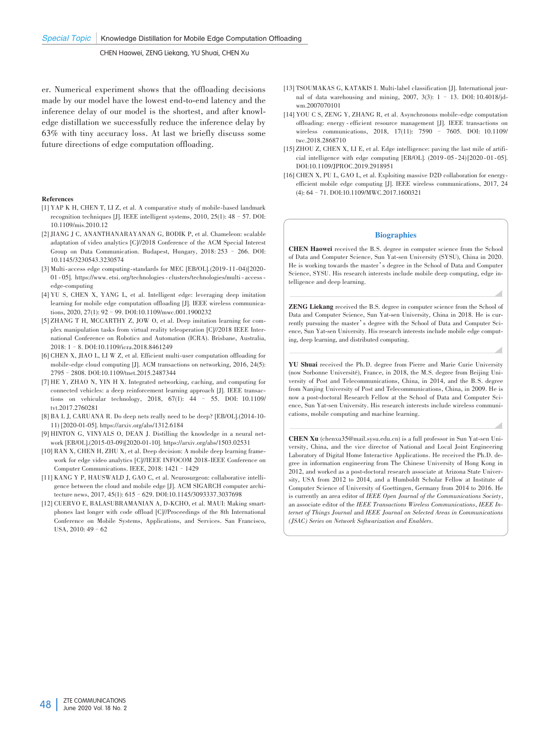er. Numerical experiment shows that the offloading decisions made by our model have the lowest end-to-end latency and the inference delay of our model is the shortest, and after knowledge distillation we successfully reduce the inference delay by 63% with tiny accuracy loss. At last we briefly discuss some future directions of edge computation offloading.

## References

[1] YAP K H, CHEN T, LI Z, et al. A comparative study of mobile-based landmark recognition techniques [J]. IEEE intelligent systems, 2010, 25(1): 48 – 57. DOI: 10.1109/mis.2010.12

[2] JIANG J C, ANANTHANARAYANAN G, BODIK P, et al. Chameleon: scalable adaptation of video analytics [C]//2018 Conference of the ACM Special Interest Group on Data Communication. Budapest, Hungary, 2018: 253 – 266. DOI: 10.1145/3230543.3230574

[3] Multi-access edge computing-standards for MEC [EB/OL].(2019-11-04)[2020-01-05]. https://www.etsi.org/technologies-clusters/technologies/multi-access-edge-computing

[4] YU S, CHEN X, YANG L, et al. Intelligent edge: leveraging deep imitation learning for mobile edge computation offloading [J]. IEEE wireless communications, 2020, 27(1): 92 – 99. DOI:10.1109/mwc.001.1900232

[5] ZHANG T H, MCCARTHY Z, JOW O, et al. Deep imitation learning for complex manipulation tasks from virtual reality teleoperation [C]//2018 IEEE International Conference on Robotics and Automation (ICRA). Brisbane, Australia, 2018: 1 – 8. DOI:10.1109/icra.2018.8461249

[6] CHEN X, JIAO L, LI W Z, et al. Efficient multi-user computation offloading for mobile-edge cloud computing [J]. ACM transactions on networking, 2016, 24(5): 2795 – 2808. DOI:10.1109/tnet.2015.2487344

[7] HE Y, ZHAO N, YIN H X. Integrated networking, caching, and computing for connected vehicles: a deep reinforcement learning approach [J]. IEEE transactions on vehicular technology, 2018, 67(1): 44 – 55. DOI: 10.1109/tvt.2017.2760281

[8] BA L J, CARUANA R. Do deep nets really need to be deep? [EB/OL].(2014-10-11) [2020-01-05]. https://arxiv.org/abs/1312.6184

[9] HINTON G, VINYALS O, DEAN J. Distilling the knowledge in a neural network [EB/OL].(2015-03-09)[2020-01-10]. https://arxiv.org/abs/1503.02531

[10] RAN X, CHEN H, ZHU X, et al. Deep decision: A mobile deep learning framework for edge video analytics [C]//IEEE INFOCOM 2018-IEEE Conference on Computer Communications. IEEE, 2018: 1421 – 1429

[11] KANG Y P, HAUSWALD J, GAO C, et al. Neurosurgeon: collaborative intelligence between the cloud and mobile edge [J]. ACM SIGARCH computer architecture news, 2017, 45(1): 615 – 629. DOI:10.1145/3093337.3037698

[12] CUERVO E, BALASUBRAMANIAN A, D-KCHO, et al. MAUI: Making smartphones last longer with code offload [C]//Proceedings of the 8th International Conference on Mobile Systems, Applications, and Services. San Francisco, USA, 2010: 49 – 62

[13] TSOUMAKAS G, KATAKIS I. Multi-label classification [J]. International journal of data warehousing and mining, 2007, 3(3): 1 – 13. DOI: 10.4018/jdwm.2007070101

[14] YOU C S, ZENG Y, ZHANG R, et al. Asynchronous mobile-edge computation offloading: energy-efficient resource management [J]. IEEE transactions on wireless communications, 2018, 17(11): 7590 – 7605. DOI: 10.1109/twc.2018.2868710

[15] ZHOU Z, CHEN X, LI E, et al. Edge intelligence: paving the last mile of artificial intelligence with edge computing [EB/OL]. (2019-05-24)[2020-01-05]. DOI:10.1109/JPROC.2019.2918951

[16] CHEN X, PU L, GAO L, et al. Exploiting massive D2D collaboration for energy-efficient mobile edge computing [J]. IEEE wireless communications, 2017, 24 (4): 64 – 71. DOI:10.1109/MWC.2017.1600321

## Biographies

**CHEN Haowei** received the B.S. degree in computer science from the School of Data and Computer Science, Sun Yat-sen University (SYSU), China in 2020. He is working towards the master's degree in the School of Data and Computer Science, SYSU. His research interests include mobile deep computing, edge intelligence and deep learning.

**ZENG Liekang** received the B.S. degree in computer science from the School of Data and Computer Science, Sun Yat-sen University, China in 2018. He is currently pursuing the master's degree with the School of Data and Computer Science, Sun Yat-sen University. His research interests include mobile edge computing, deep learning, and distributed computing.

**YU Shuai** received the Ph.D. degree from Pierre and Marie Curie University (now Sorbonne Université), France, in 2018, the M.S. degree from Beijing University of Post and Telecommunications, China, in 2014, and the B.S. degree from Nanjing University of Post and Telecommunications, China, in 2009. He is now a post-doctoral Research Fellow at the School of Data and Computer Science, Sun Yat-sen University. His research interests include wireless communications, mobile computing and machine learning.

**CHEN Xu** (chenxu35@mail.sysu.edu.cn) is a full professor in Sun Yat-sen University, China, and the vice director of National and Local Joint Engineering Laboratory of Digital Home Interactive Applications. He received the Ph.D. degree in information engineering from The Chinese University of Hong Kong in 2012, and worked as a post-doctoral research associate at Arizona State University, USA from 2012 to 2014, and a Humboldt Scholar Fellow at Institute of Computer Science of University of Goettingen, Germany from 2014 to 2016. He is currently an area editor of *IEEE Open Journal of the Communications Society*, an associate editor of the *IEEE Transactions Wireless Communications*, *IEEE Internet of Things Journal* and *IEEE Journal on Selected Areas in Communications (JSAC) Series on Network Softwarization and Enablers.*